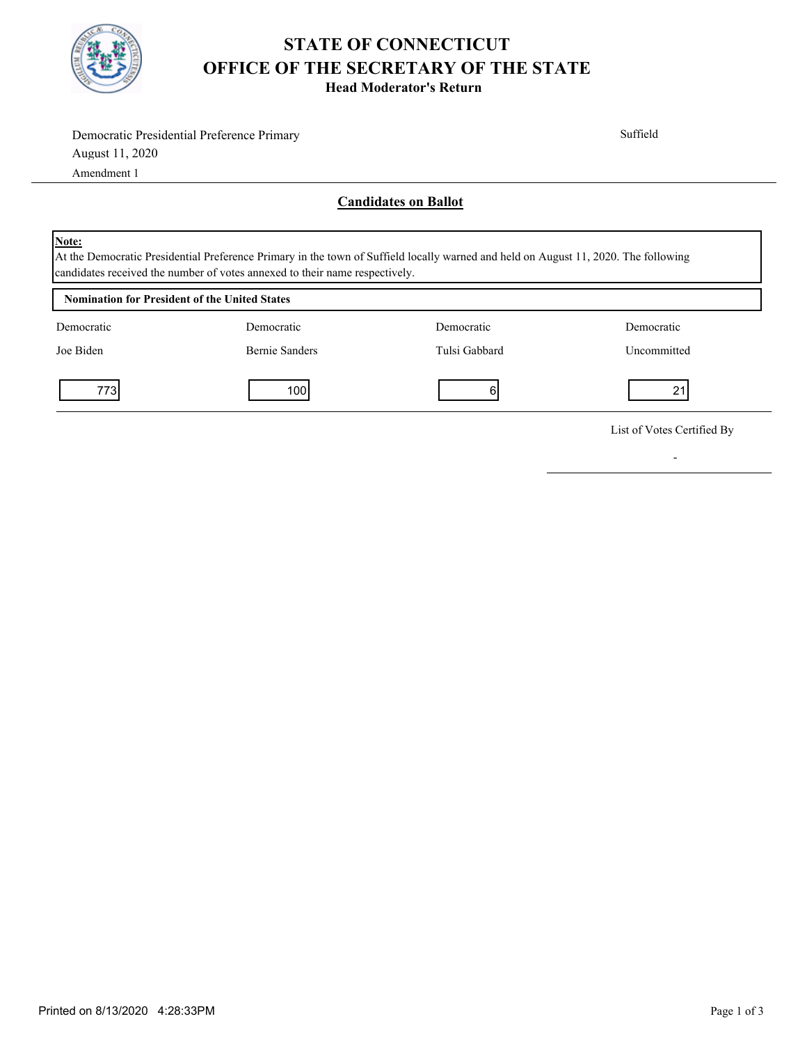# STATE OF CONNECTICUT
# OFFICE OF THE SECRETARY OF THE STATE
### Head Moderator's Return

Democratic Presidential Preference Primary
August 11, 2020
Amendment 1

Suffield

## Candidates on Ballot

**Note:**
At the Democratic Presidential Preference Primary in the town of Suffield locally warned and held on August 11, 2020. The following candidates received the number of votes annexed to their name respectively.

**Nomination for President of the United States**

| Democratic | Democratic | Democratic | Democratic |
|---|---|---|---|
| Joe Biden | Bernie Sanders | Tulsi Gabbard | Uncommitted |
| 773 | 100 | 6 | 21 |

List of Votes Certified By

-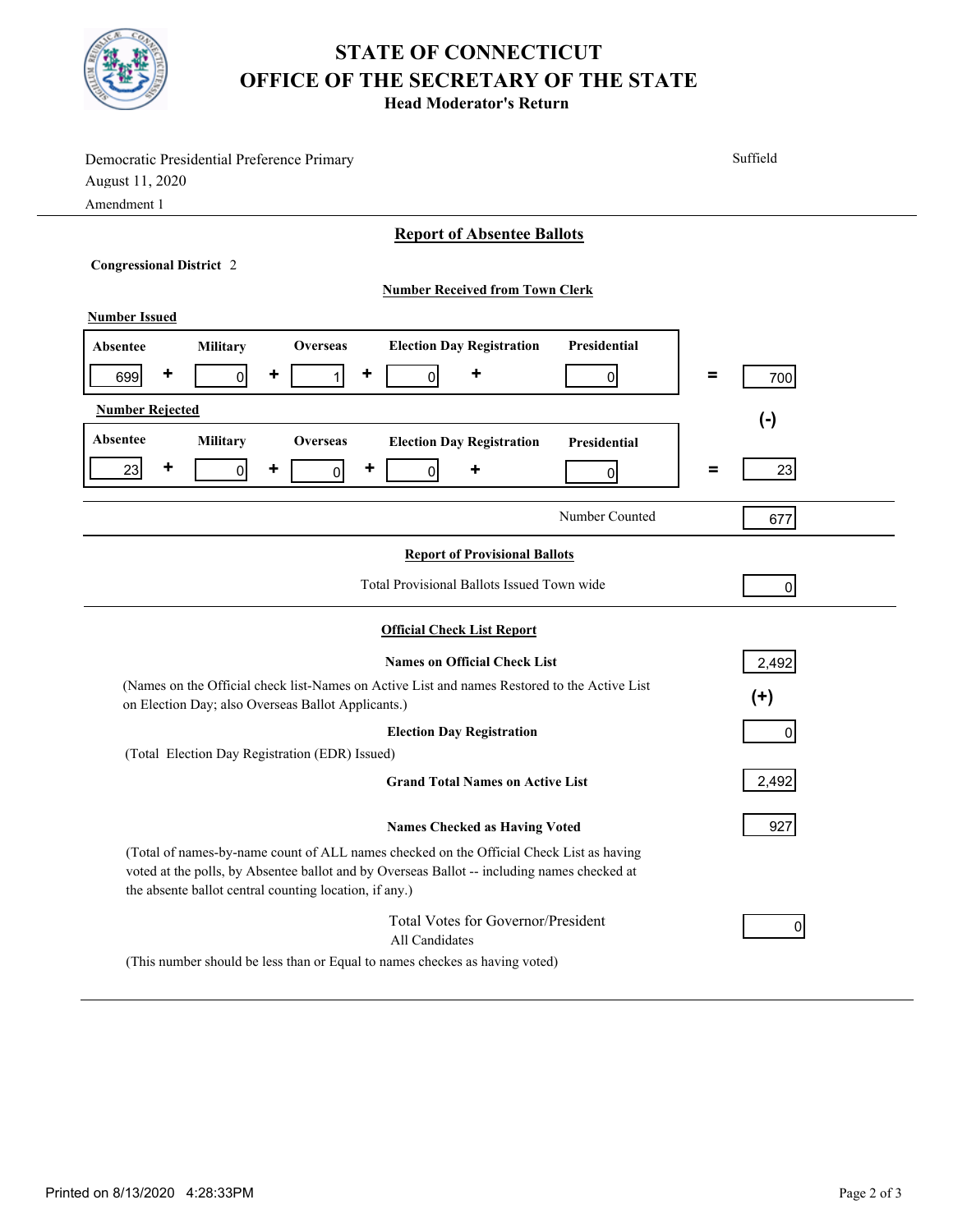# STATE OF CONNECTICUT
# OFFICE OF THE SECRETARY OF THE STATE
### Head Moderator's Return

Democratic Presidential Preference Primary
August 11, 2020
Amendment 1

Suffield

## Report of Absentee Ballots

**Congressional District** 2

**Number Received from Town Clerk**

**Number Issued**

| Absentee | | Military | | Overseas | | Election Day Registration | | Presidential | | Total |
|---|---|---|---|---|---|---|---|---|---|---|
| 699 | + | 0 | + | 1 | + | 0 | + | 0 | = | 700 |

(-)

**Number Rejected**

| Absentee | | Military | | Overseas | | Election Day Registration | | Presidential | | Total |
|---|---|---|---|---|---|---|---|---|---|---|
| 23 | + | 0 | + | 0 | + | 0 | + | 0 | = | 23 |

Number Counted: 677

**Report of Provisional Ballots**

Total Provisional Ballots Issued Town wide: 0

**Official Check List Report**

**Names on Official Check List**: 2,492

(Names on the Official check list-Names on Active List and names Restored to the Active List on Election Day; also Overseas Ballot Applicants.)

(+)

**Election Day Registration**: 0

(Total Election Day Registration (EDR) Issued)

**Grand Total Names on Active List**: 2,492

**Names Checked as Having Voted**: 927

(Total of names-by-name count of ALL names checked on the Official Check List as having voted at the polls, by Absentee ballot and by Overseas Ballot -- including names checked at the absente ballot central counting location, if any.)

Total Votes for Governor/President
All Candidates: 0

(This number should be less than or Equal to names checkes as having voted)

Printed on 8/13/2020 4:28:33PM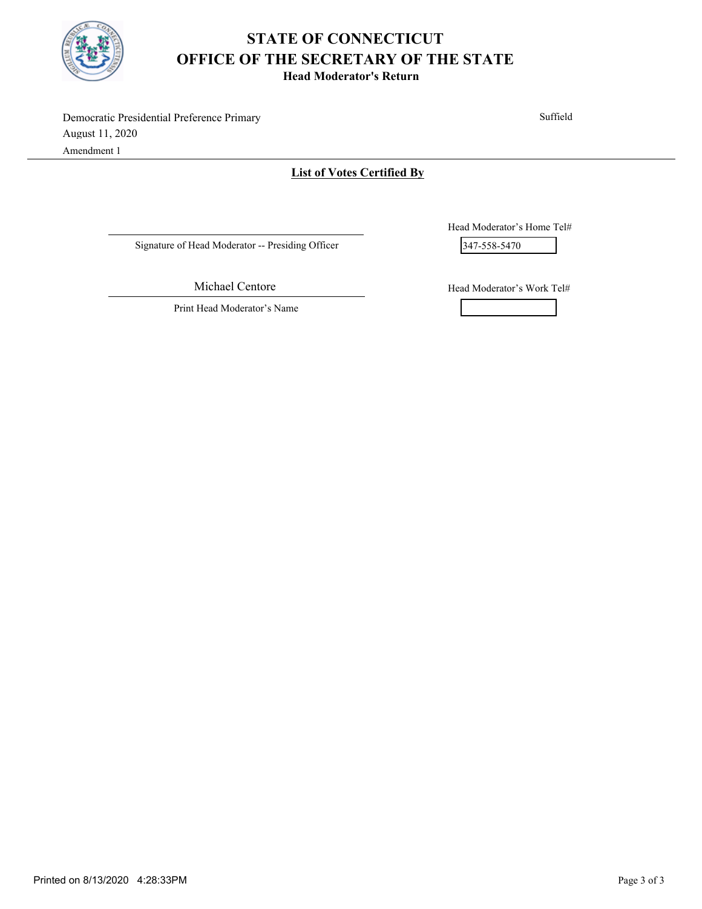# STATE OF CONNECTICUT
# OFFICE OF THE SECRETARY OF THE STATE
## Head Moderator's Return

Democratic Presidential Preference Primary
August 11, 2020
Amendment 1

Suffield

**List of Votes Certified By**

Signature of Head Moderator -- Presiding Officer

Head Moderator's Home Tel#

347-558-5470

Michael Centore

Print Head Moderator's Name

Head Moderator's Work Tel#

Printed on 8/13/2020 4:28:33PM